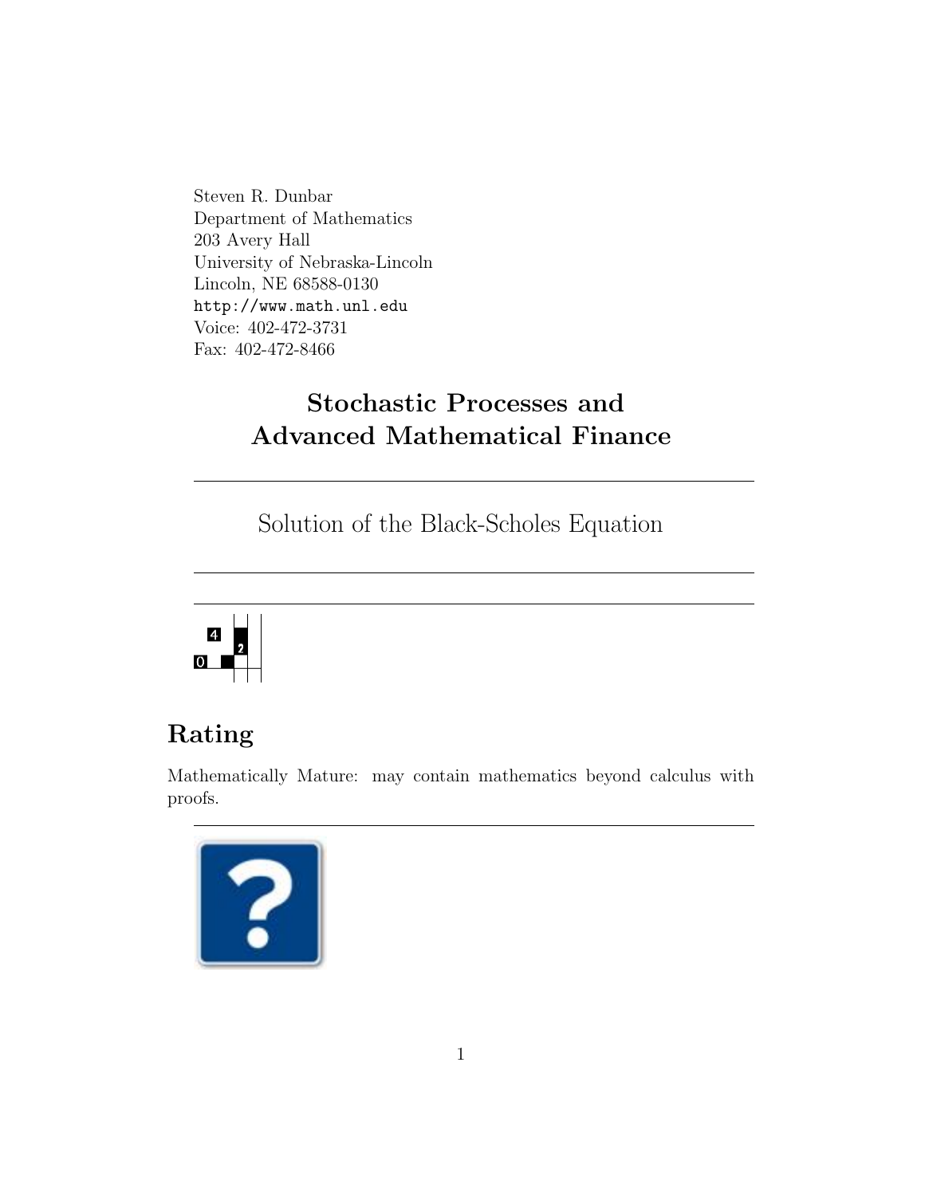Steven R. Dunbar
Department of Mathematics
203 Avery Hall
University of Nebraska-Lincoln
Lincoln, NE 68588-0130
http://www.math.unl.edu
Voice: 402-472-3731
Fax: 402-472-8466

# Stochastic Processes and Advanced Mathematical Finance

---

## Solution of the Black-Scholes Equation

---

---

## Rating

Mathematically Mature: may contain mathematics beyond calculus with proofs.

---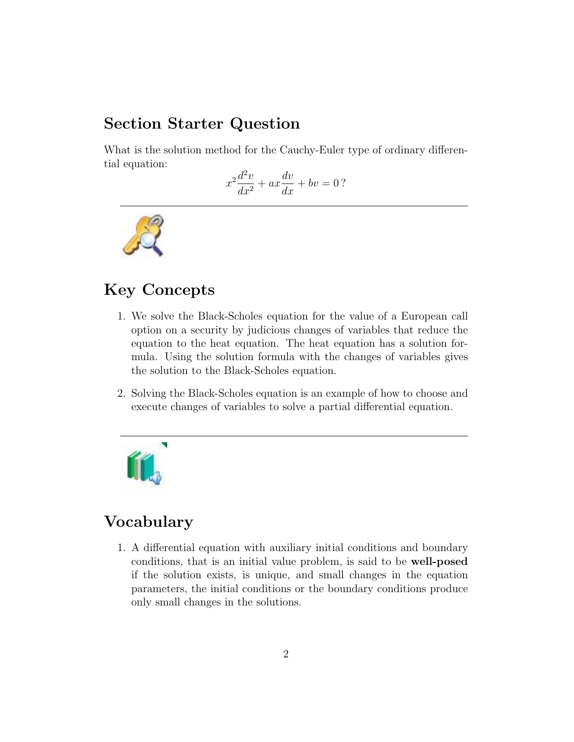## Section Starter Question

What is the solution method for the Cauchy-Euler type of ordinary differential equation:

$$x^2 \frac{d^2 v}{dx^2} + ax\frac{dv}{dx} + bv = 0\,?$$

---

## Key Concepts

1. We solve the Black-Scholes equation for the value of a European call option on a security by judicious changes of variables that reduce the equation to the heat equation. The heat equation has a solution formula. Using the solution formula with the changes of variables gives the solution to the Black-Scholes equation.

2. Solving the Black-Scholes equation is an example of how to choose and execute changes of variables to solve a partial differential equation.

---

## Vocabulary

1. A differential equation with auxiliary initial conditions and boundary conditions, that is an initial value problem, is said to be **well-posed** if the solution exists, is unique, and small changes in the equation parameters, the initial conditions or the boundary conditions produce only small changes in the solutions.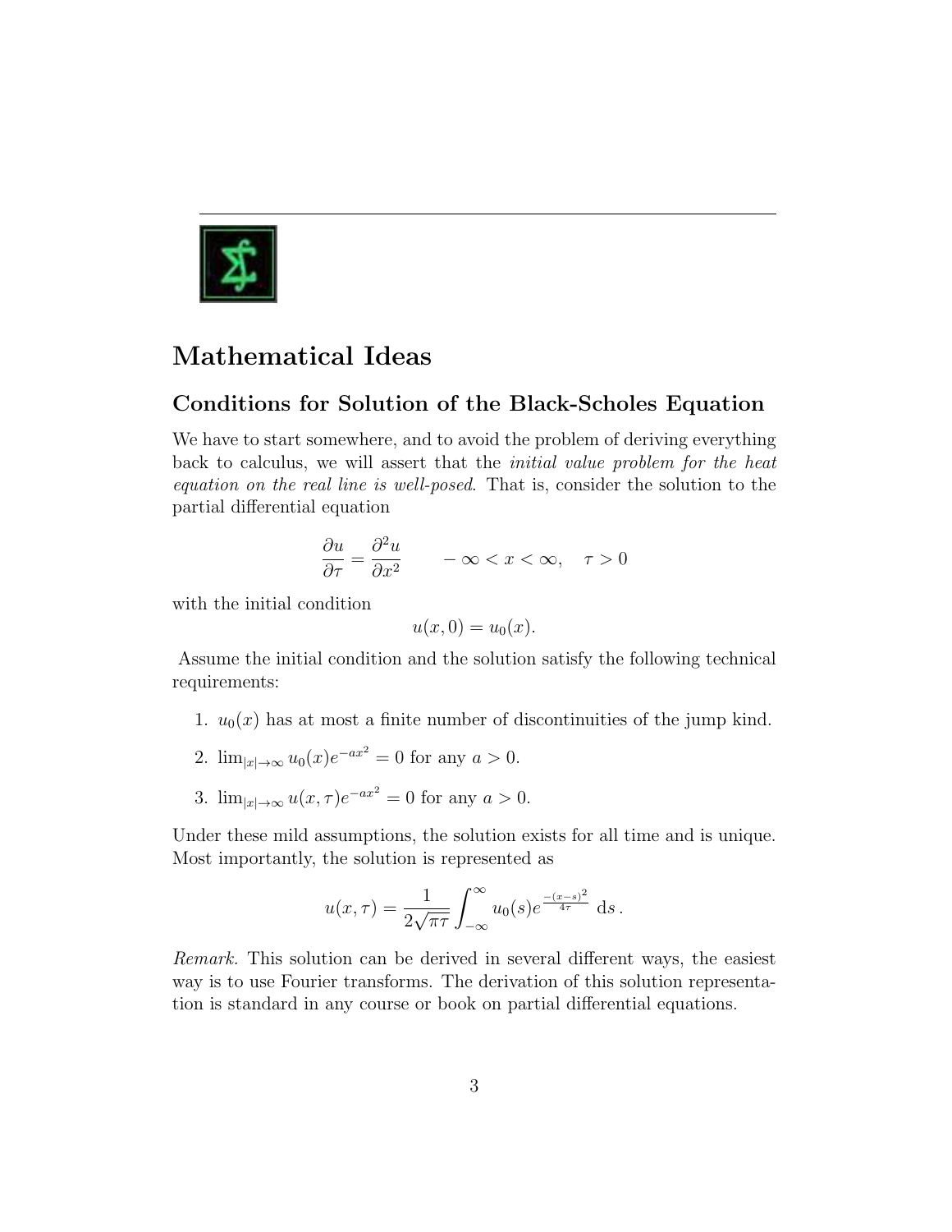## Mathematical Ideas

### Conditions for Solution of the Black-Scholes Equation

We have to start somewhere, and to avoid the problem of deriving everything back to calculus, we will assert that the *initial value problem for the heat equation on the real line is well-posed*. That is, consider the solution to the partial differential equation

$$\frac{\partial u}{\partial \tau} = \frac{\partial^2 u}{\partial x^2} \qquad -\infty < x < \infty, \quad \tau > 0$$

with the initial condition

$$u(x, 0) = u_0(x).$$

Assume the initial condition and the solution satisfy the following technical requirements:

1. $u_0(x)$ has at most a finite number of discontinuities of the jump kind.
2. $\lim_{|x| \to \infty} u_0(x) e^{-ax^2} = 0$ for any $a > 0$.
3. $\lim_{|x| \to \infty} u(x, \tau) e^{-ax^2} = 0$ for any $a > 0$.

Under these mild assumptions, the solution exists for all time and is unique. Most importantly, the solution is represented as

$$u(x, \tau) = \frac{1}{2\sqrt{\pi \tau}} \int_{-\infty}^{\infty} u_0(s) e^{\frac{-(x-s)^2}{4\tau}} \, ds \,.$$

*Remark.* This solution can be derived in several different ways, the easiest way is to use Fourier transforms. The derivation of this solution representation is standard in any course or book on partial differential equations.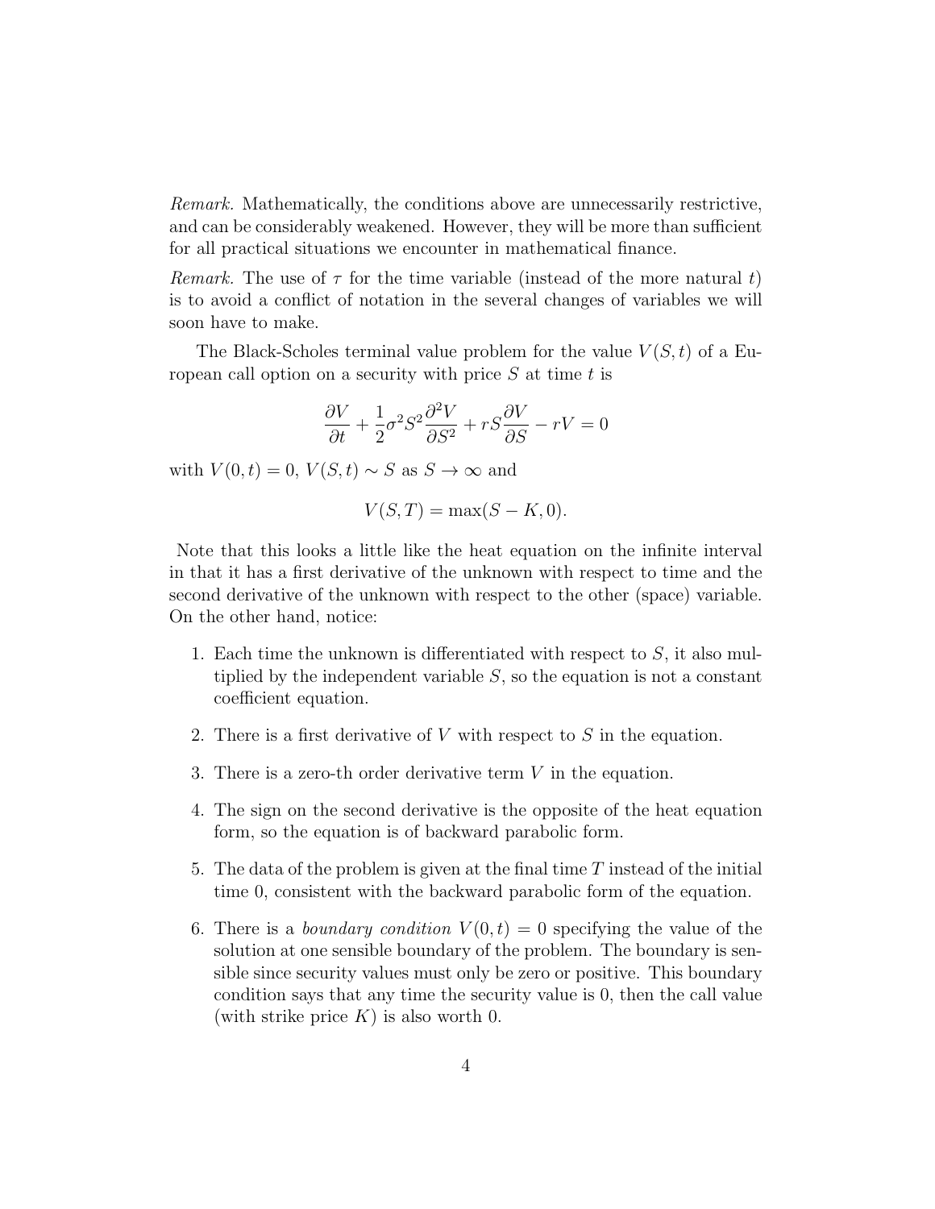*Remark.* Mathematically, the conditions above are unnecessarily restrictive, and can be considerably weakened. However, they will be more than sufficient for all practical situations we encounter in mathematical finance.

*Remark.* The use of $\tau$ for the time variable (instead of the more natural $t$) is to avoid a conflict of notation in the several changes of variables we will soon have to make.

The Black-Scholes terminal value problem for the value $V(S,t)$ of a European call option on a security with price $S$ at time $t$ is

$$\frac{\partial V}{\partial t} + \frac{1}{2}\sigma^2 S^2 \frac{\partial^2 V}{\partial S^2} + rS\frac{\partial V}{\partial S} - rV = 0$$

with $V(0,t) = 0$, $V(S,t) \sim S$ as $S \to \infty$ and

$$V(S,T) = \max(S - K, 0).$$

Note that this looks a little like the heat equation on the infinite interval in that it has a first derivative of the unknown with respect to time and the second derivative of the unknown with respect to the other (space) variable. On the other hand, notice:

1. Each time the unknown is differentiated with respect to $S$, it also multiplied by the independent variable $S$, so the equation is not a constant coefficient equation.
2. There is a first derivative of $V$ with respect to $S$ in the equation.
3. There is a zero-th order derivative term $V$ in the equation.
4. The sign on the second derivative is the opposite of the heat equation form, so the equation is of backward parabolic form.
5. The data of the problem is given at the final time $T$ instead of the initial time 0, consistent with the backward parabolic form of the equation.
6. There is a *boundary condition* $V(0,t) = 0$ specifying the value of the solution at one sensible boundary of the problem. The boundary is sensible since security values must only be zero or positive. This boundary condition says that any time the security value is 0, then the call value (with strike price $K$) is also worth 0.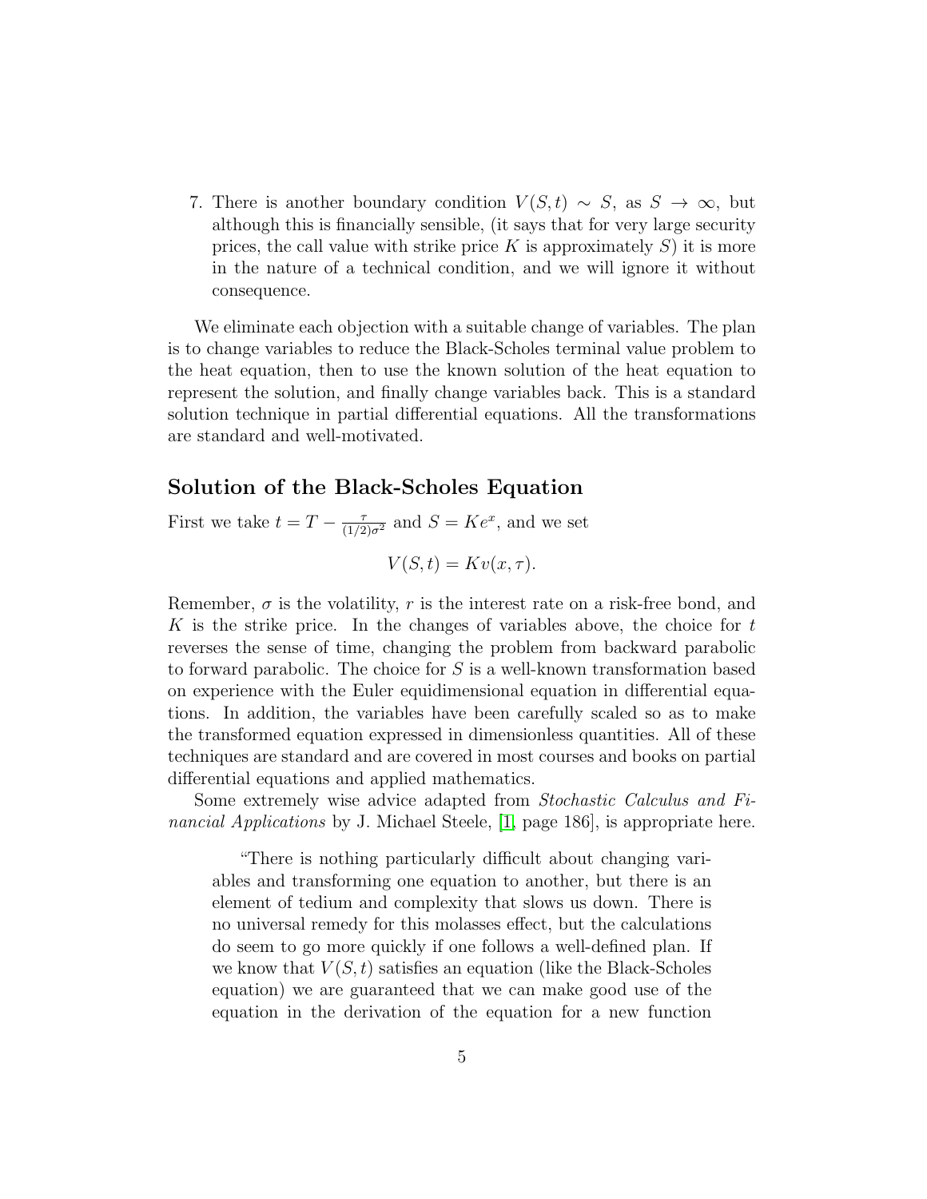7. There is another boundary condition $V(S,t) \sim S$, as $S \to \infty$, but although this is financially sensible, (it says that for very large security prices, the call value with strike price $K$ is approximately $S$) it is more in the nature of a technical condition, and we will ignore it without consequence.

We eliminate each objection with a suitable change of variables. The plan is to change variables to reduce the Black-Scholes terminal value problem to the heat equation, then to use the known solution of the heat equation to represent the solution, and finally change variables back. This is a standard solution technique in partial differential equations. All the transformations are standard and well-motivated.

## Solution of the Black-Scholes Equation

First we take $t = T - \frac{\tau}{(1/2)\sigma^2}$ and $S = Ke^x$, and we set

$$V(S,t) = Kv(x,\tau).$$

Remember, $\sigma$ is the volatility, $r$ is the interest rate on a risk-free bond, and $K$ is the strike price. In the changes of variables above, the choice for $t$ reverses the sense of time, changing the problem from backward parabolic to forward parabolic. The choice for $S$ is a well-known transformation based on experience with the Euler equidimensional equation in differential equations. In addition, the variables have been carefully scaled so as to make the transformed equation expressed in dimensionless quantities. All of these techniques are standard and are covered in most courses and books on partial differential equations and applied mathematics.

Some extremely wise advice adapted from *Stochastic Calculus and Financial Applications* by J. Michael Steele, [1, page 186], is appropriate here.

> "There is nothing particularly difficult about changing variables and transforming one equation to another, but there is an element of tedium and complexity that slows us down. There is no universal remedy for this molasses effect, but the calculations do seem to go more quickly if one follows a well-defined plan. If we know that $V(S,t)$ satisfies an equation (like the Black-Scholes equation) we are guaranteed that we can make good use of the equation in the derivation of the equation for a new function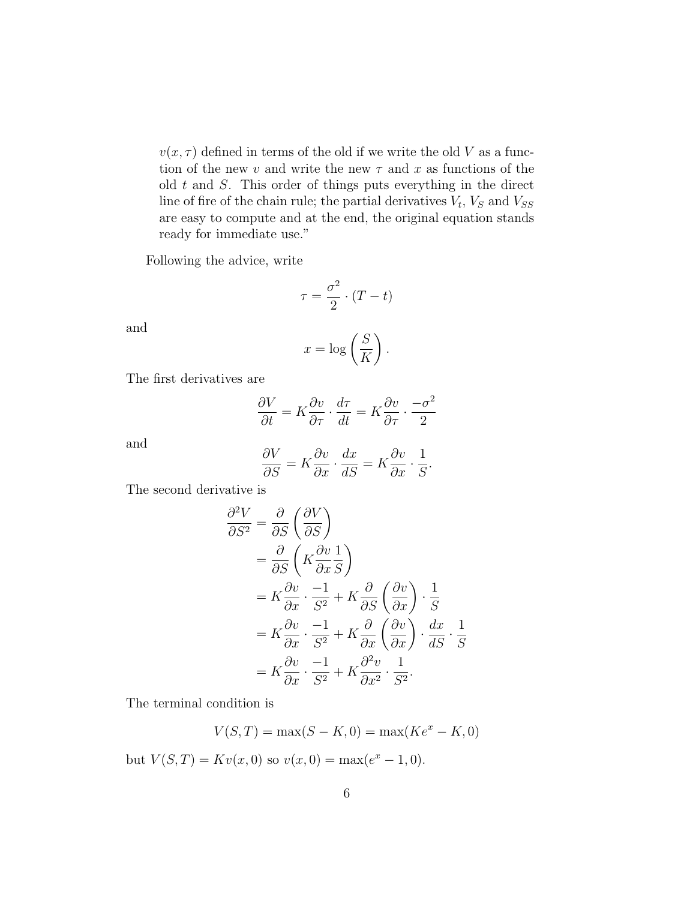$v(x, \tau)$ defined in terms of the old if we write the old $V$ as a function of the new $v$ and write the new $\tau$ and $x$ as functions of the old $t$ and $S$. This order of things puts everything in the direct line of fire of the chain rule; the partial derivatives $V_t$, $V_S$ and $V_{SS}$ are easy to compute and at the end, the original equation stands ready for immediate use."

Following the advice, write

$$\tau = \frac{\sigma^2}{2} \cdot (T - t)$$

and

$$x = \log\left(\frac{S}{K}\right).$$

The first derivatives are

$$\frac{\partial V}{\partial t} = K \frac{\partial v}{\partial \tau} \cdot \frac{d\tau}{dt} = K \frac{\partial v}{\partial \tau} \cdot \frac{-\sigma^2}{2}$$

and

$$\frac{\partial V}{\partial S} = K \frac{\partial v}{\partial x} \cdot \frac{dx}{dS} = K \frac{\partial v}{\partial x} \cdot \frac{1}{S}.$$

The second derivative is

$$\begin{aligned}
\frac{\partial^2 V}{\partial S^2} &= \frac{\partial}{\partial S}\left(\frac{\partial V}{\partial S}\right) \\
&= \frac{\partial}{\partial S}\left(K \frac{\partial v}{\partial x} \frac{1}{S}\right) \\
&= K \frac{\partial v}{\partial x} \cdot \frac{-1}{S^2} + K \frac{\partial}{\partial S}\left(\frac{\partial v}{\partial x}\right) \cdot \frac{1}{S} \\
&= K \frac{\partial v}{\partial x} \cdot \frac{-1}{S^2} + K \frac{\partial}{\partial x}\left(\frac{\partial v}{\partial x}\right) \cdot \frac{dx}{dS} \cdot \frac{1}{S} \\
&= K \frac{\partial v}{\partial x} \cdot \frac{-1}{S^2} + K \frac{\partial^2 v}{\partial x^2} \cdot \frac{1}{S^2}.
\end{aligned}$$

The terminal condition is

$$V(S, T) = \max(S - K, 0) = \max(Ke^x - K, 0)$$

but $V(S, T) = Kv(x, 0)$ so $v(x, 0) = \max(e^x - 1, 0)$.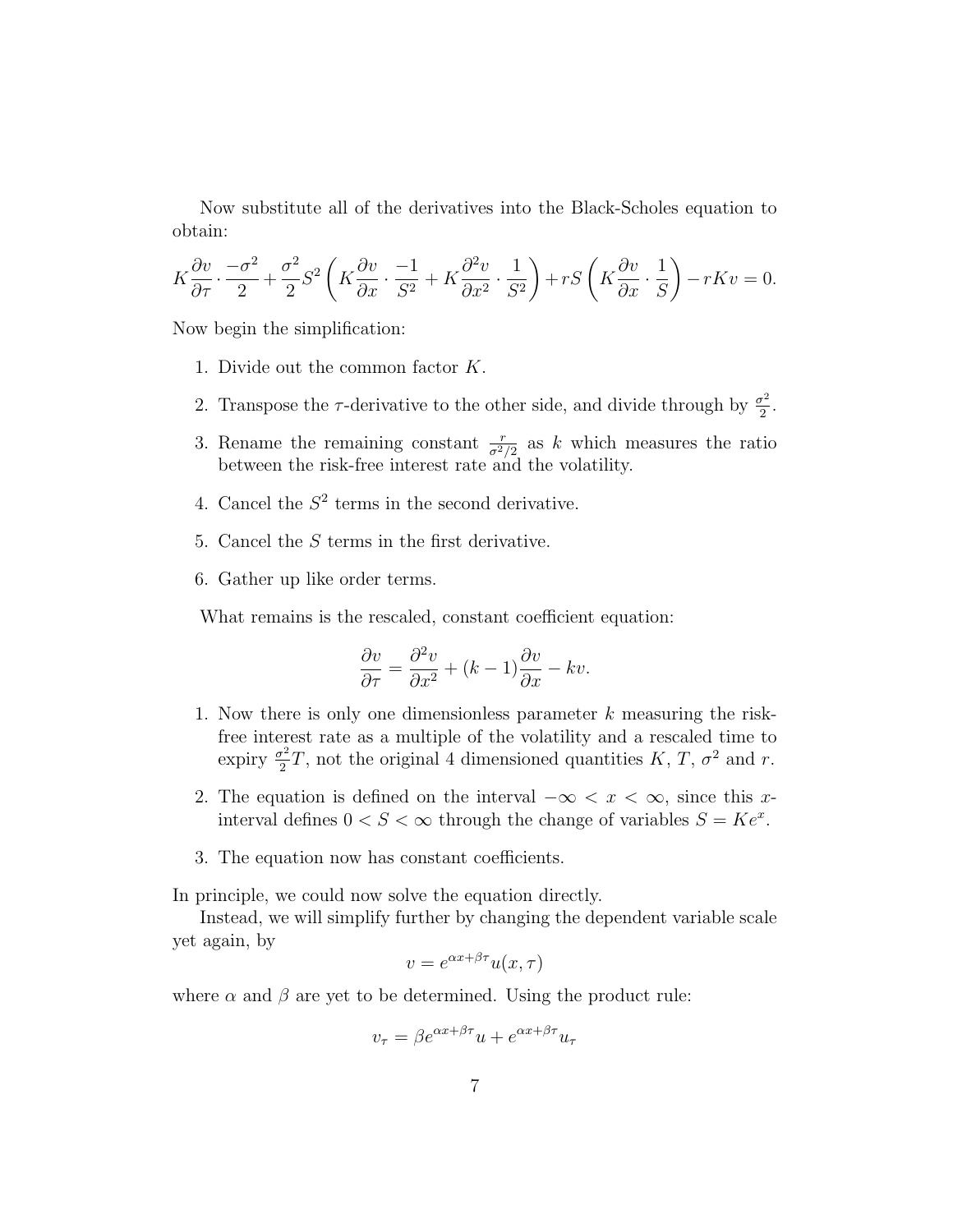Now substitute all of the derivatives into the Black-Scholes equation to obtain:

$$K\frac{\partial v}{\partial \tau} \cdot \frac{-\sigma^2}{2} + \frac{\sigma^2}{2} S^2 \left( K \frac{\partial v}{\partial x} \cdot \frac{-1}{S^2} + K \frac{\partial^2 v}{\partial x^2} \cdot \frac{1}{S^2} \right) + rS \left( K \frac{\partial v}{\partial x} \cdot \frac{1}{S} \right) - rKv = 0.$$

Now begin the simplification:

1. Divide out the common factor $K$.
2. Transpose the $\tau$-derivative to the other side, and divide through by $\frac{\sigma^2}{2}$.
3. Rename the remaining constant $\frac{r}{\sigma^2/2}$ as $k$ which measures the ratio between the risk-free interest rate and the volatility.
4. Cancel the $S^2$ terms in the second derivative.
5. Cancel the $S$ terms in the first derivative.
6. Gather up like order terms.

What remains is the rescaled, constant coefficient equation:

$$\frac{\partial v}{\partial \tau} = \frac{\partial^2 v}{\partial x^2} + (k-1)\frac{\partial v}{\partial x} - kv.$$

1. Now there is only one dimensionless parameter $k$ measuring the risk-free interest rate as a multiple of the volatility and a rescaled time to expiry $\frac{\sigma^2}{2}T$, not the original 4 dimensioned quantities $K$, $T$, $\sigma^2$ and $r$.
2. The equation is defined on the interval $-\infty < x < \infty$, since this $x$-interval defines $0 < S < \infty$ through the change of variables $S = Ke^x$.
3. The equation now has constant coefficients.

In principle, we could now solve the equation directly.

Instead, we will simplify further by changing the dependent variable scale yet again, by

$$v = e^{\alpha x + \beta \tau} u(x, \tau)$$

where $\alpha$ and $\beta$ are yet to be determined. Using the product rule:

$$v_\tau = \beta e^{\alpha x + \beta \tau} u + e^{\alpha x + \beta \tau} u_\tau$$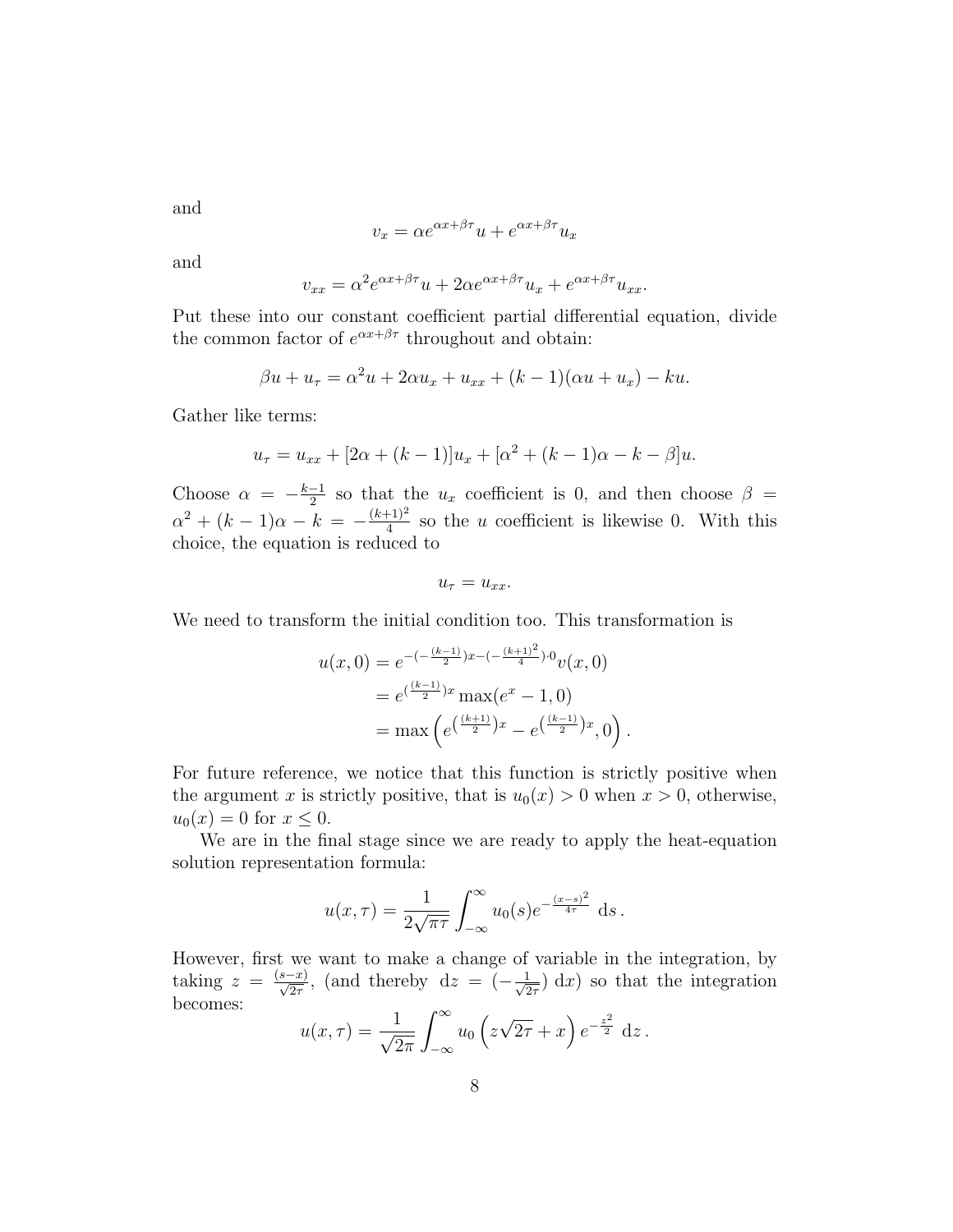and

$$v_x = \alpha e^{\alpha x + \beta\tau} u + e^{\alpha x + \beta\tau} u_x$$

and

$$v_{xx} = \alpha^2 e^{\alpha x + \beta\tau} u + 2\alpha e^{\alpha x + \beta\tau} u_x + e^{\alpha x + \beta\tau} u_{xx}.$$

Put these into our constant coefficient partial differential equation, divide the common factor of $e^{\alpha x + \beta\tau}$ throughout and obtain:

$$\beta u + u_\tau = \alpha^2 u + 2\alpha u_x + u_{xx} + (k-1)(\alpha u + u_x) - ku.$$

Gather like terms:

$$u_\tau = u_{xx} + [2\alpha + (k-1)]u_x + [\alpha^2 + (k-1)\alpha - k - \beta]u.$$

Choose $\alpha = -\frac{k-1}{2}$ so that the $u_x$ coefficient is 0, and then choose $\beta = \alpha^2 + (k-1)\alpha - k = -\frac{(k+1)^2}{4}$ so the $u$ coefficient is likewise 0. With this choice, the equation is reduced to

$$u_\tau = u_{xx}.$$

We need to transform the initial condition too. This transformation is

$$\begin{aligned}
u(x,0) &= e^{-(-\frac{(k-1)}{2})x - (-\frac{(k+1)^2}{4})\cdot 0} v(x,0) \\
&= e^{(\frac{(k-1)}{2})x} \max(e^x - 1, 0) \\
&= \max\left(e^{\left(\frac{(k+1)}{2}\right)x} - e^{\left(\frac{(k-1)}{2}\right)x}, 0\right).
\end{aligned}$$

For future reference, we notice that this function is strictly positive when the argument $x$ is strictly positive, that is $u_0(x) > 0$ when $x > 0$, otherwise, $u_0(x) = 0$ for $x \le 0$.

We are in the final stage since we are ready to apply the heat-equation solution representation formula:

$$u(x,\tau) = \frac{1}{2\sqrt{\pi\tau}} \int_{-\infty}^{\infty} u_0(s) e^{-\frac{(x-s)^2}{4\tau}} \, \mathrm{d}s\,.$$

However, first we want to make a change of variable in the integration, by taking $z = \frac{(s-x)}{\sqrt{2\tau}}$, (and thereby $\mathrm{d}z = (-\frac{1}{\sqrt{2\tau}})\,\mathrm{d}x$) so that the integration becomes:

$$u(x,\tau) = \frac{1}{\sqrt{2\pi}} \int_{-\infty}^{\infty} u_0\left(z\sqrt{2\tau} + x\right) e^{-\frac{z^2}{2}} \, \mathrm{d}z\,.$$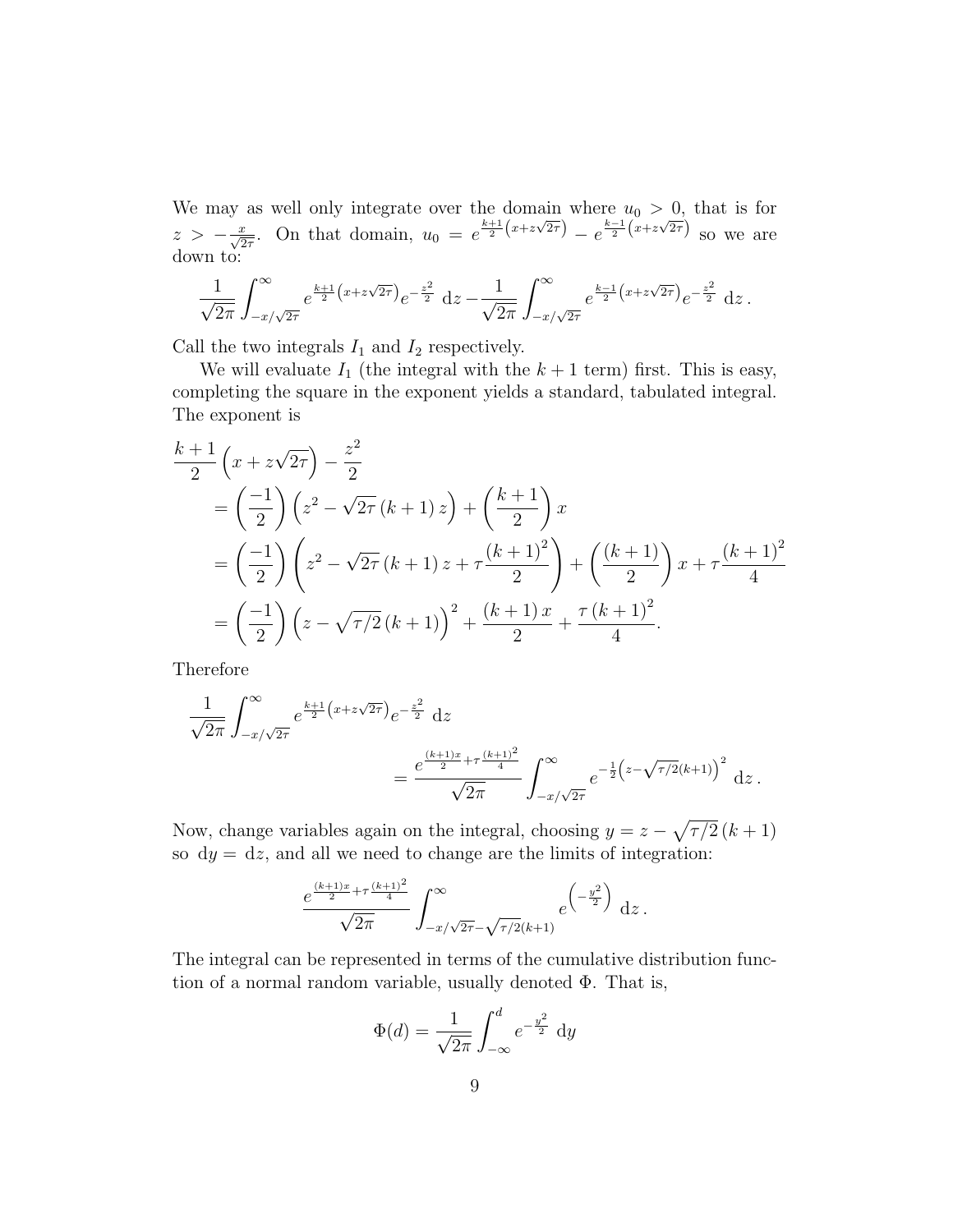We may as well only integrate over the domain where $u_0 > 0$, that is for $z > -\frac{x}{\sqrt{2\tau}}$. On that domain, $u_0 = e^{\frac{k+1}{2}\left(x+z\sqrt{2\tau}\right)} - e^{\frac{k-1}{2}\left(x+z\sqrt{2\tau}\right)}$ so we are down to:

$$\frac{1}{\sqrt{2\pi}} \int_{-x/\sqrt{2\tau}}^{\infty} e^{\frac{k+1}{2}\left(x+z\sqrt{2\tau}\right)} e^{-\frac{z^2}{2}} \, \mathrm{d}z - \frac{1}{\sqrt{2\pi}} \int_{-x/\sqrt{2\tau}}^{\infty} e^{\frac{k-1}{2}\left(x+z\sqrt{2\tau}\right)} e^{-\frac{z^2}{2}} \, \mathrm{d}z \,.$$

Call the two integrals $I_1$ and $I_2$ respectively.

We will evaluate $I_1$ (the integral with the $k+1$ term) first. This is easy, completing the square in the exponent yields a standard, tabulated integral. The exponent is

$$\begin{aligned}
&\frac{k+1}{2}\left(x + z\sqrt{2\tau}\right) - \frac{z^2}{2} \\
&\quad = \left(\frac{-1}{2}\right)\left(z^2 - \sqrt{2\tau}\,(k+1)\,z\right) + \left(\frac{k+1}{2}\right)x \\
&\quad = \left(\frac{-1}{2}\right)\left(z^2 - \sqrt{2\tau}\,(k+1)\,z + \tau\frac{(k+1)^2}{2}\right) + \left(\frac{(k+1)}{2}\right)x + \tau\frac{(k+1)^2}{4} \\
&\quad = \left(\frac{-1}{2}\right)\left(z - \sqrt{\tau/2}\,(k+1)\right)^2 + \frac{(k+1)\,x}{2} + \frac{\tau\,(k+1)^2}{4}.
\end{aligned}$$

Therefore

$$\begin{aligned}
&\frac{1}{\sqrt{2\pi}} \int_{-x/\sqrt{2\tau}}^{\infty} e^{\frac{k+1}{2}\left(x+z\sqrt{2\tau}\right)} e^{-\frac{z^2}{2}} \, \mathrm{d}z \\
&\qquad\qquad = \frac{e^{\frac{(k+1)x}{2} + \tau\frac{(k+1)^2}{4}}}{\sqrt{2\pi}} \int_{-x/\sqrt{2\tau}}^{\infty} e^{-\frac{1}{2}\left(z - \sqrt{\tau/2}(k+1)\right)^2} \, \mathrm{d}z \,.
\end{aligned}$$

Now, change variables again on the integral, choosing $y = z - \sqrt{\tau/2}\,(k+1)$ so $\mathrm{d}y = \mathrm{d}z$, and all we need to change are the limits of integration:

$$\frac{e^{\frac{(k+1)x}{2} + \tau\frac{(k+1)^2}{4}}}{\sqrt{2\pi}} \int_{-x/\sqrt{2\tau} - \sqrt{\tau/2}(k+1)}^{\infty} e^{\left(-\frac{y^2}{2}\right)} \, \mathrm{d}z \,.$$

The integral can be represented in terms of the cumulative distribution function of a normal random variable, usually denoted $\Phi$. That is,

$$\Phi(d) = \frac{1}{\sqrt{2\pi}} \int_{-\infty}^{d} e^{-\frac{y^2}{2}} \, \mathrm{d}y$$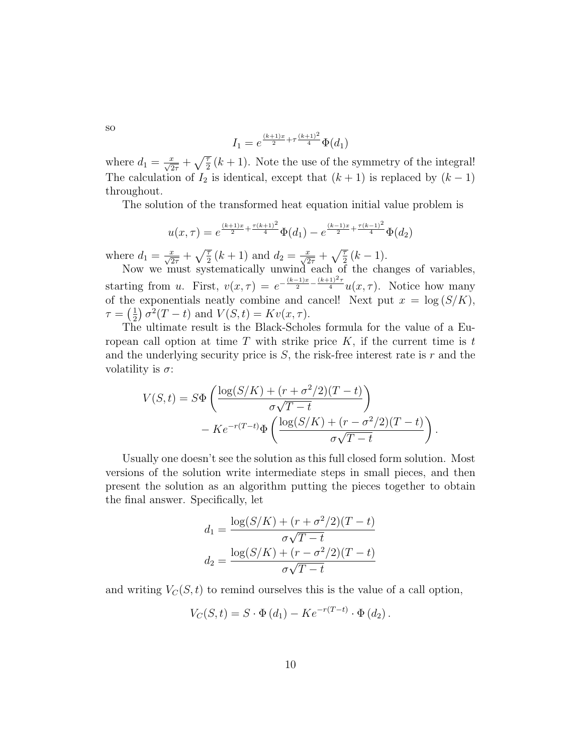so

$$I_1 = e^{\frac{(k+1)x}{2} + \tau \frac{(k+1)^2}{4}} \Phi(d_1)$$

where $d_1 = \frac{x}{\sqrt{2\tau}} + \sqrt{\frac{\tau}{2}}\,(k+1)$. Note the use of the symmetry of the integral! The calculation of $I_2$ is identical, except that $(k+1)$ is replaced by $(k-1)$ throughout.

The solution of the transformed heat equation initial value problem is

$$u(x,\tau) = e^{\frac{(k+1)x}{2} + \frac{\tau(k+1)^2}{4}} \Phi(d_1) - e^{\frac{(k-1)x}{2} + \frac{\tau(k-1)^2}{4}} \Phi(d_2)$$

where $d_1 = \frac{x}{\sqrt{2\tau}} + \sqrt{\frac{\tau}{2}}\,(k+1)$ and $d_2 = \frac{x}{\sqrt{2\tau}} + \sqrt{\frac{\tau}{2}}\,(k-1)$.

Now we must systematically unwind each of the changes of variables, starting from $u$. First, $v(x,\tau) = e^{-\frac{(k-1)x}{2} - \frac{(k+1)^2\tau}{4}} u(x,\tau)$. Notice how many of the exponentials neatly combine and cancel! Next put $x = \log(S/K)$, $\tau = \left(\frac{1}{2}\right)\sigma^2(T-t)$ and $V(S,t) = Kv(x,\tau)$.

The ultimate result is the Black-Scholes formula for the value of a European call option at time $T$ with strike price $K$, if the current time is $t$ and the underlying security price is $S$, the risk-free interest rate is $r$ and the volatility is $\sigma$:

$$\begin{aligned} V(S,t) = S\Phi\left(\frac{\log(S/K) + (r + \sigma^2/2)(T-t)}{\sigma\sqrt{T-t}}\right) \\ - Ke^{-r(T-t)}\Phi\left(\frac{\log(S/K) + (r - \sigma^2/2)(T-t)}{\sigma\sqrt{T-t}}\right). \end{aligned}$$

Usually one doesn't see the solution as this full closed form solution. Most versions of the solution write intermediate steps in small pieces, and then present the solution as an algorithm putting the pieces together to obtain the final answer. Specifically, let

$$\begin{aligned} d_1 &= \frac{\log(S/K) + (r + \sigma^2/2)(T-t)}{\sigma\sqrt{T-t}} \\ d_2 &= \frac{\log(S/K) + (r - \sigma^2/2)(T-t)}{\sigma\sqrt{T-t}} \end{aligned}$$

and writing $V_C(S,t)$ to remind ourselves this is the value of a call option,

$$V_C(S,t) = S \cdot \Phi(d_1) - Ke^{-r(T-t)} \cdot \Phi(d_2).$$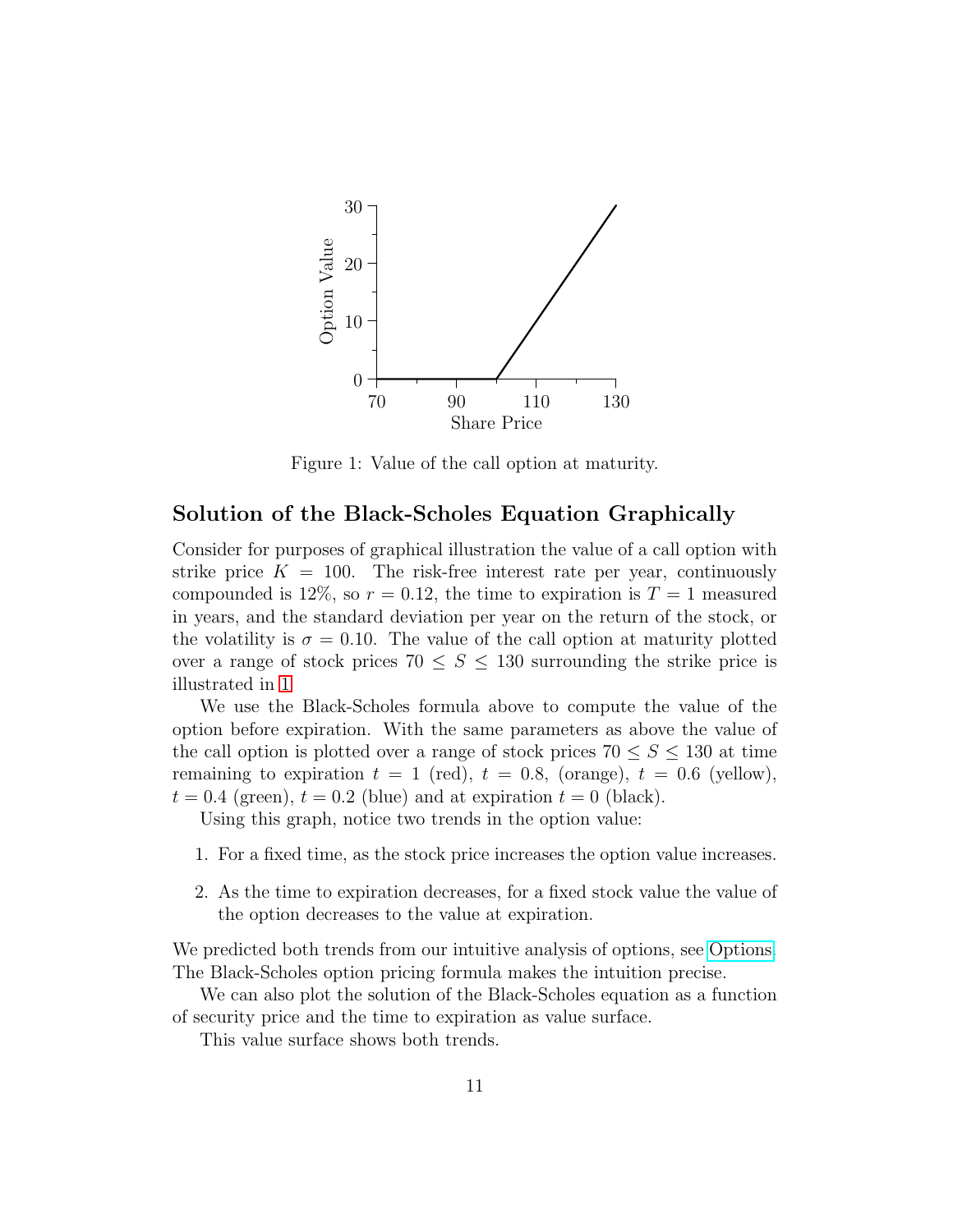Figure 1: Value of the call option at maturity.

## Solution of the Black-Scholes Equation Graphically

Consider for purposes of graphical illustration the value of a call option with strike price $K = 100$. The risk-free interest rate per year, continuously compounded is 12%, so $r = 0.12$, the time to expiration is $T = 1$ measured in years, and the standard deviation per year on the return of the stock, or the volatility is $\sigma = 0.10$. The value of the call option at maturity plotted over a range of stock prices $70 \le S \le 130$ surrounding the strike price is illustrated in 1

We use the Black-Scholes formula above to compute the value of the option before expiration. With the same parameters as above the value of the call option is plotted over a range of stock prices $70 \le S \le 130$ at time remaining to expiration $t = 1$ (red), $t = 0.8$, (orange), $t = 0.6$ (yellow), $t = 0.4$ (green), $t = 0.2$ (blue) and at expiration $t = 0$ (black).

Using this graph, notice two trends in the option value:

1. For a fixed time, as the stock price increases the option value increases.
2. As the time to expiration decreases, for a fixed stock value the value of the option decreases to the value at expiration.

We predicted both trends from our intuitive analysis of options, see Options. The Black-Scholes option pricing formula makes the intuition precise.

We can also plot the solution of the Black-Scholes equation as a function of security price and the time to expiration as value surface.

This value surface shows both trends.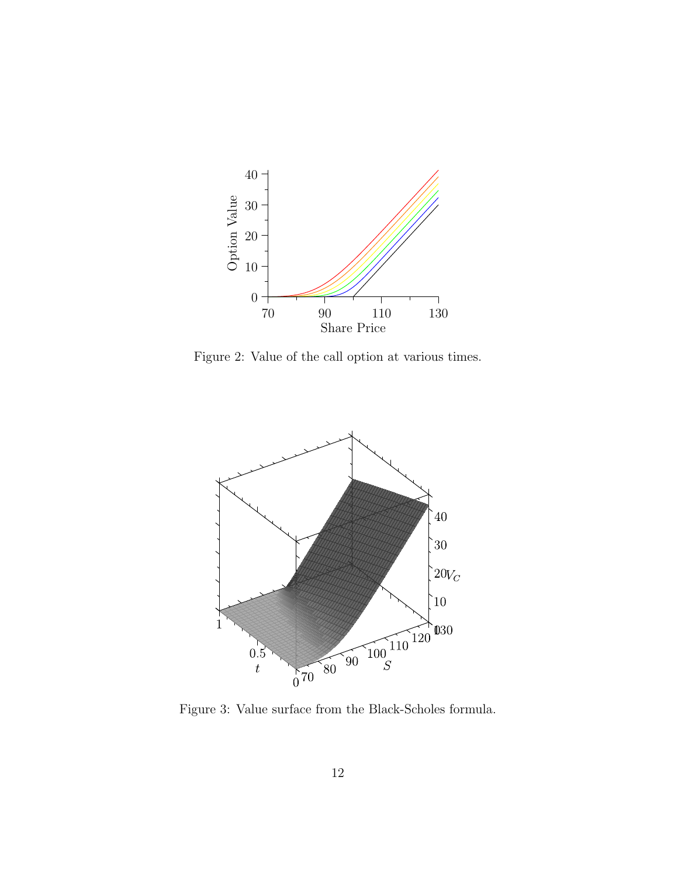Figure 2: Value of the call option at various times.

Figure 3: Value surface from the Black-Scholes formula.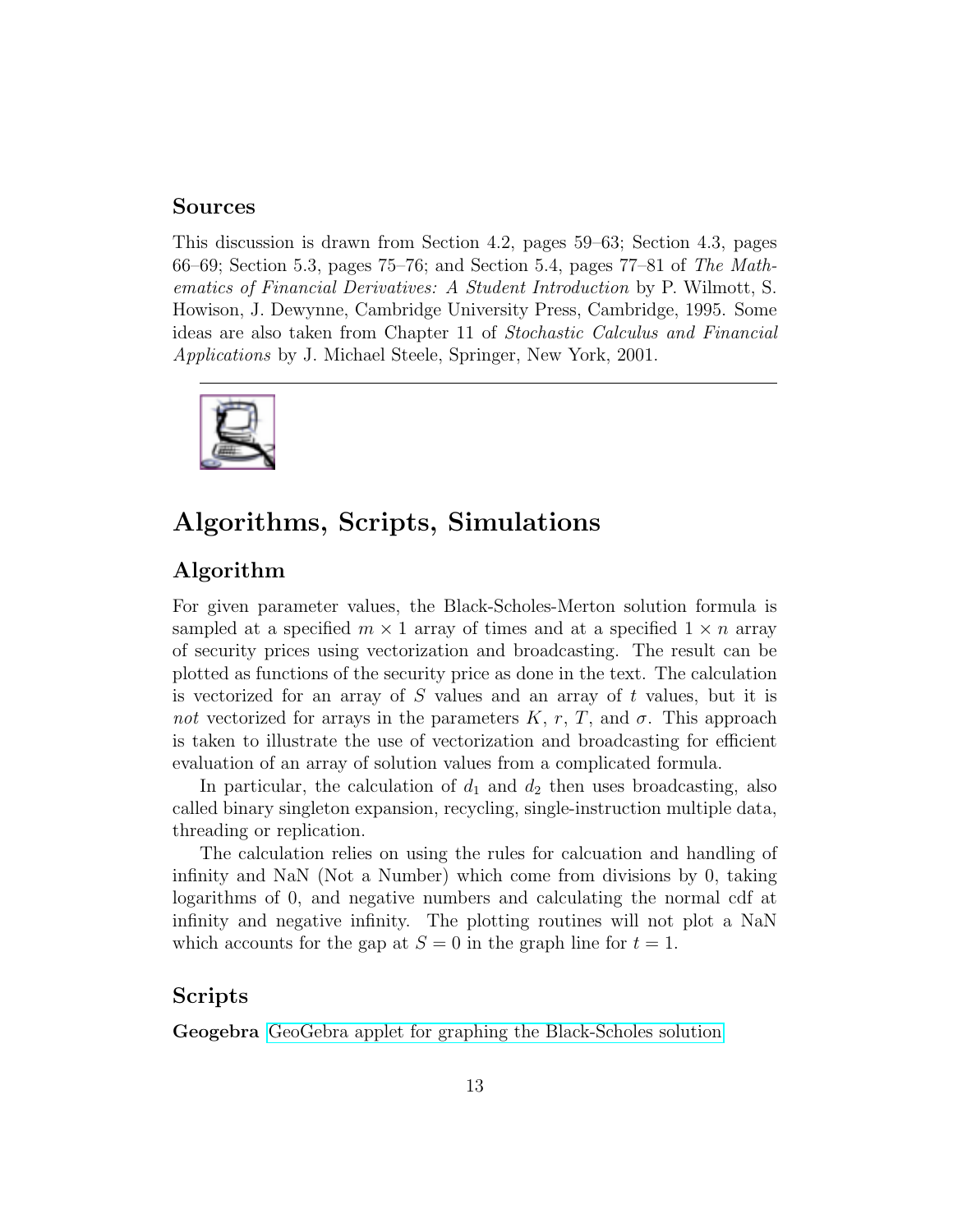### Sources

This discussion is drawn from Section 4.2, pages 59–63; Section 4.3, pages 66–69; Section 5.3, pages 75–76; and Section 5.4, pages 77–81 of *The Mathematics of Financial Derivatives: A Student Introduction* by P. Wilmott, S. Howison, J. Dewynne, Cambridge University Press, Cambridge, 1995. Some ideas are also taken from Chapter 11 of *Stochastic Calculus and Financial Applications* by J. Michael Steele, Springer, New York, 2001.

---

## Algorithms, Scripts, Simulations

### Algorithm

For given parameter values, the Black-Scholes-Merton solution formula is sampled at a specified $m \times 1$ array of times and at a specified $1 \times n$ array of security prices using vectorization and broadcasting. The result can be plotted as functions of the security price as done in the text. The calculation is vectorized for an array of $S$ values and an array of $t$ values, but it is *not* vectorized for arrays in the parameters $K$, $r$, $T$, and $\sigma$. This approach is taken to illustrate the use of vectorization and broadcasting for efficient evaluation of an array of solution values from a complicated formula.

In particular, the calculation of $d_1$ and $d_2$ then uses broadcasting, also called binary singleton expansion, recycling, single-instruction multiple data, threading or replication.

The calculation relies on using the rules for calcuation and handling of infinity and NaN (Not a Number) which come from divisions by 0, taking logarithms of 0, and negative numbers and calculating the normal cdf at infinity and negative infinity. The plotting routines will not plot a NaN which accounts for the gap at $S = 0$ in the graph line for $t = 1$.

### Scripts

**Geogebra** GeoGebra applet for graphing the Black-Scholes solution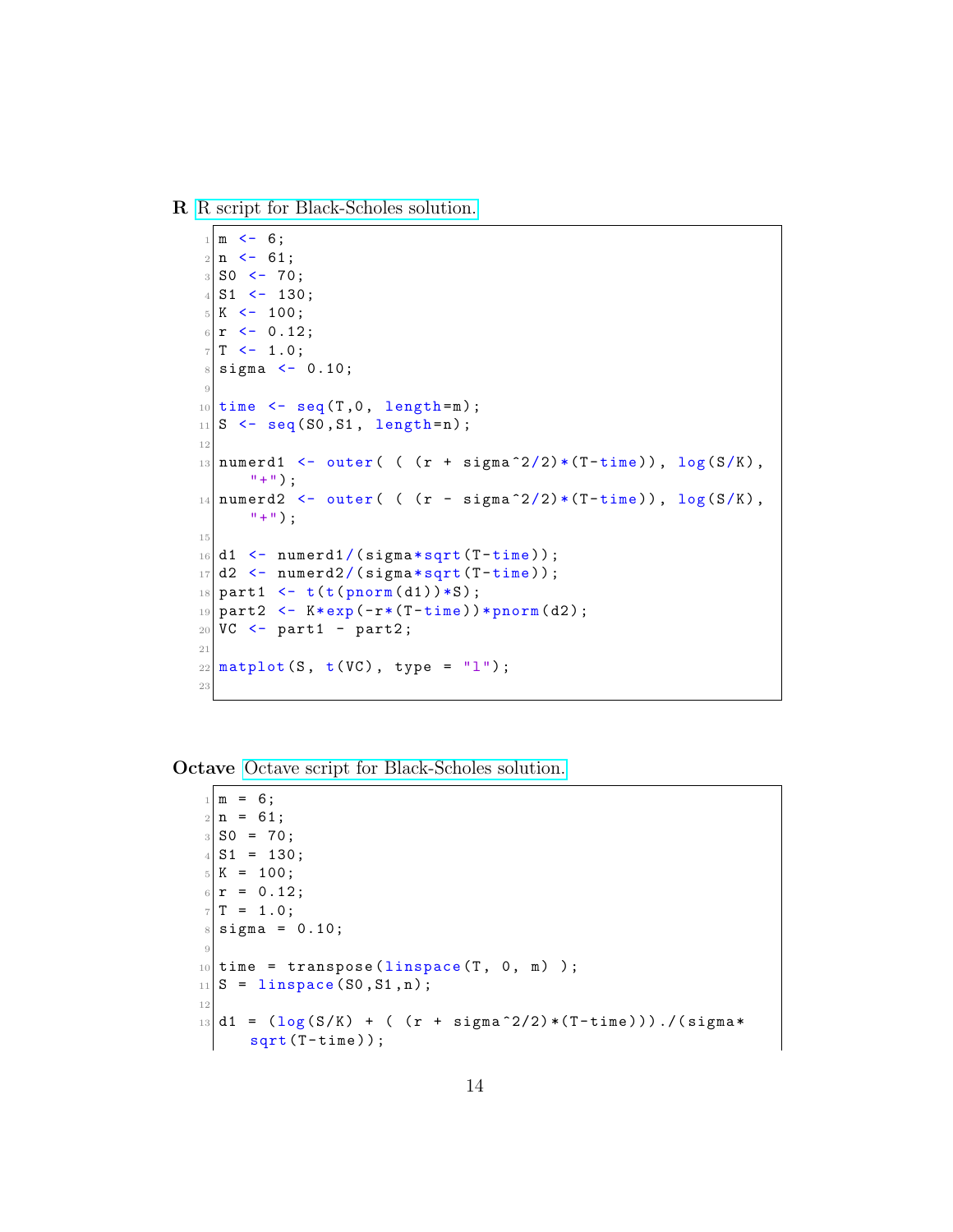**R** R script for Black-Scholes solution.

```
m <- 6;
n <- 61;
S0 <- 70;
S1 <- 130;
K <- 100;
r <- 0.12;
T <- 1.0;
sigma <- 0.10;

time <- seq(T,0, length=m);
S <- seq(S0,S1, length=n);

numerd1 <- outer( ( (r + sigma^2/2)*(T-time)), log(S/K),
    "+");
numerd2 <- outer( ( (r - sigma^2/2)*(T-time)), log(S/K),
    "+");

d1 <- numerd1/(sigma*sqrt(T-time));
d2 <- numerd2/(sigma*sqrt(T-time));
part1 <- t(t(pnorm(d1))*S);
part2 <- K*exp(-r*(T-time))*pnorm(d2);
VC <- part1 - part2;

matplot(S, t(VC), type = "l");

```

**Octave** Octave script for Black-Scholes solution.

```
m = 6;
n = 61;
S0 = 70;
S1 = 130;
K = 100;
r = 0.12;
T = 1.0;
sigma = 0.10;

time = transpose(linspace(T, 0, m) );
S = linspace(S0,S1,n);

d1 = (log(S/K) + ( (r + sigma^2/2)*(T-time))).(sigma*
    sqrt(T-time));
```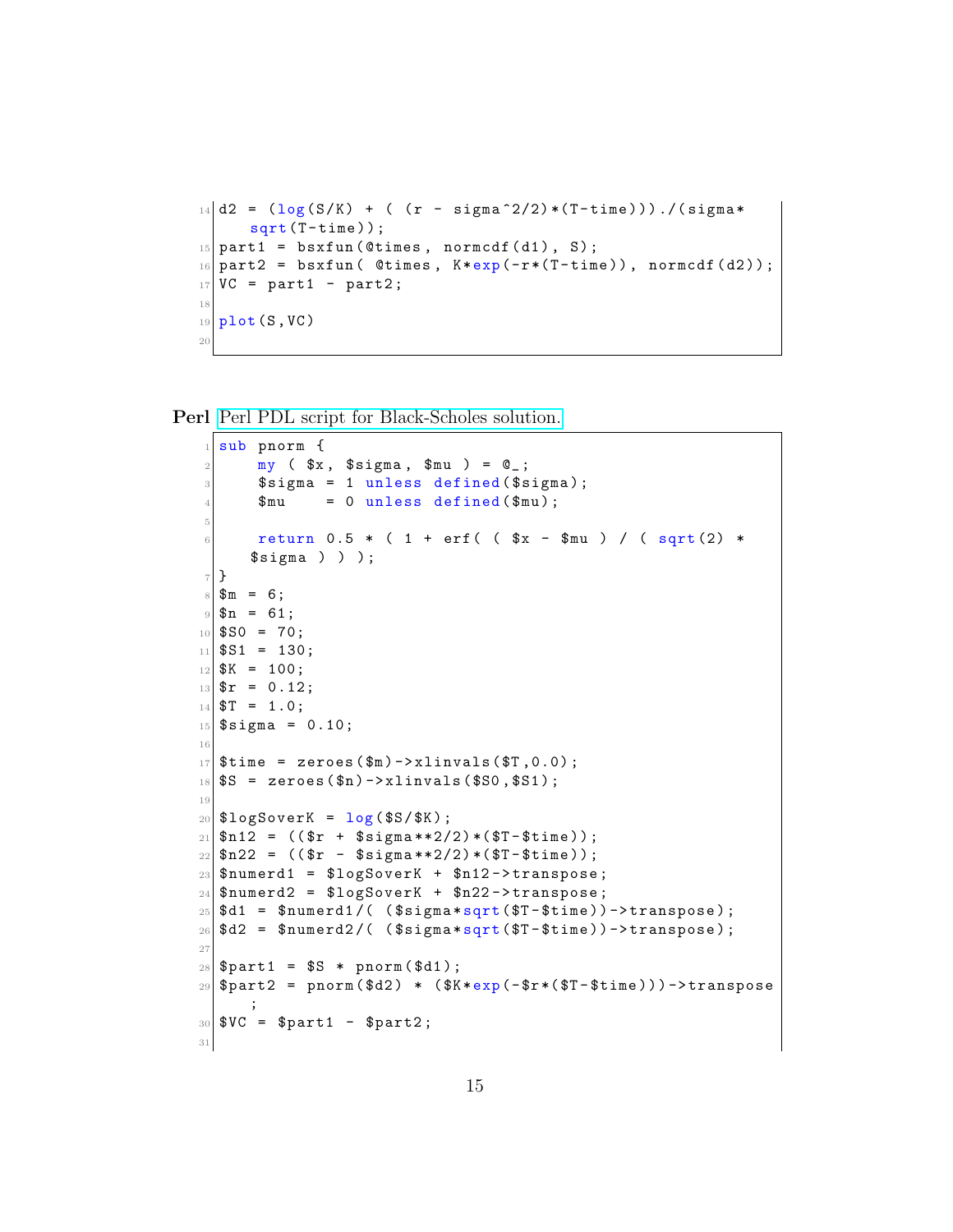```
d2 = (log(S/K) + ( (r - sigma^2/2)*(T-time)))./(sigma*
    sqrt(T-time));
part1 = bsxfun(@times, normcdf(d1), S);
part2 = bsxfun( @times, K*exp(-r*(T-time)), normcdf(d2));
VC = part1 - part2;

plot(S,VC)

```

**Perl** Perl PDL script for Black-Scholes solution.

```
sub pnorm {
    my ( $x, $sigma, $mu ) = @_;
    $sigma = 1 unless defined($sigma);
    $mu    = 0 unless defined($mu);

    return 0.5 * ( 1 + erf( ( $x - $mu ) / ( sqrt(2) *
   $sigma ) ) );
}
$m = 6;
$n = 61;
$S0 = 70;
$S1 = 130;
$K = 100;
$r = 0.12;
$T = 1.0;
$sigma = 0.10;

$time = zeroes($m)->xlinvals($T,0.0);
$S = zeroes($n)->xlinvals($S0,$S1);

$logSoverK = log($S/$K);
$n12 = (($r + $sigma**2/2)*($T-$time));
$n22 = (($r - $sigma**2/2)*($T-$time));
$numerd1 = $logSoverK + $n12->transpose;
$numerd2 = $logSoverK + $n22->transpose;
$d1 = $numerd1/( ($sigma*sqrt($T-$time))->transpose);
$d2 = $numerd2/( ($sigma*sqrt($T-$time))->transpose);

$part1 = $S * pnorm($d1);
$part2 = pnorm($d2) * ($K*exp(-$r*($T-$time)))->transpose
    ;
$VC = $part1 - $part2;

```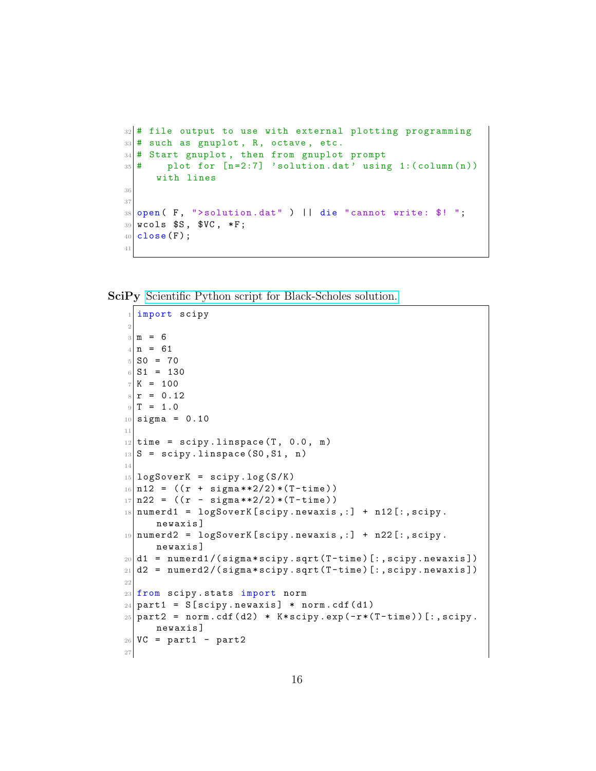```
# file output to use with external plotting programming
# such as gnuplot, R, octave, etc.
# Start gnuplot, then from gnuplot prompt
#    plot for [n=2:7] 'solution.dat' using 1:(column(n)) with lines


open( F, ">solution.dat" ) || die "cannot write: $! ";
wcols $S, $VC, *F;
close(F);

```

**SciPy** Scientific Python script for Black-Scholes solution.

```
import scipy

m = 6
n = 61
S0 = 70
S1 = 130
K = 100
r = 0.12
T = 1.0
sigma = 0.10

time = scipy.linspace(T, 0.0, m)
S = scipy.linspace(S0,S1, n)

logSoverK = scipy.log(S/K)
n12 = ((r + sigma**2/2)*(T-time))
n22 = ((r - sigma**2/2)*(T-time))
numerd1 = logSoverK[scipy.newaxis,:] + n12[:,scipy.newaxis]
numerd2 = logSoverK[scipy.newaxis,:] + n22[:,scipy.newaxis]
d1 = numerd1/(sigma*scipy.sqrt(T-time)[:,scipy.newaxis])
d2 = numerd2/(sigma*scipy.sqrt(T-time)[:,scipy.newaxis])

from scipy.stats import norm
part1 = S[scipy.newaxis] * norm.cdf(d1)
part2 = norm.cdf(d2) * K*scipy.exp(-r*(T-time))[:,scipy.newaxis]
VC = part1 - part2

```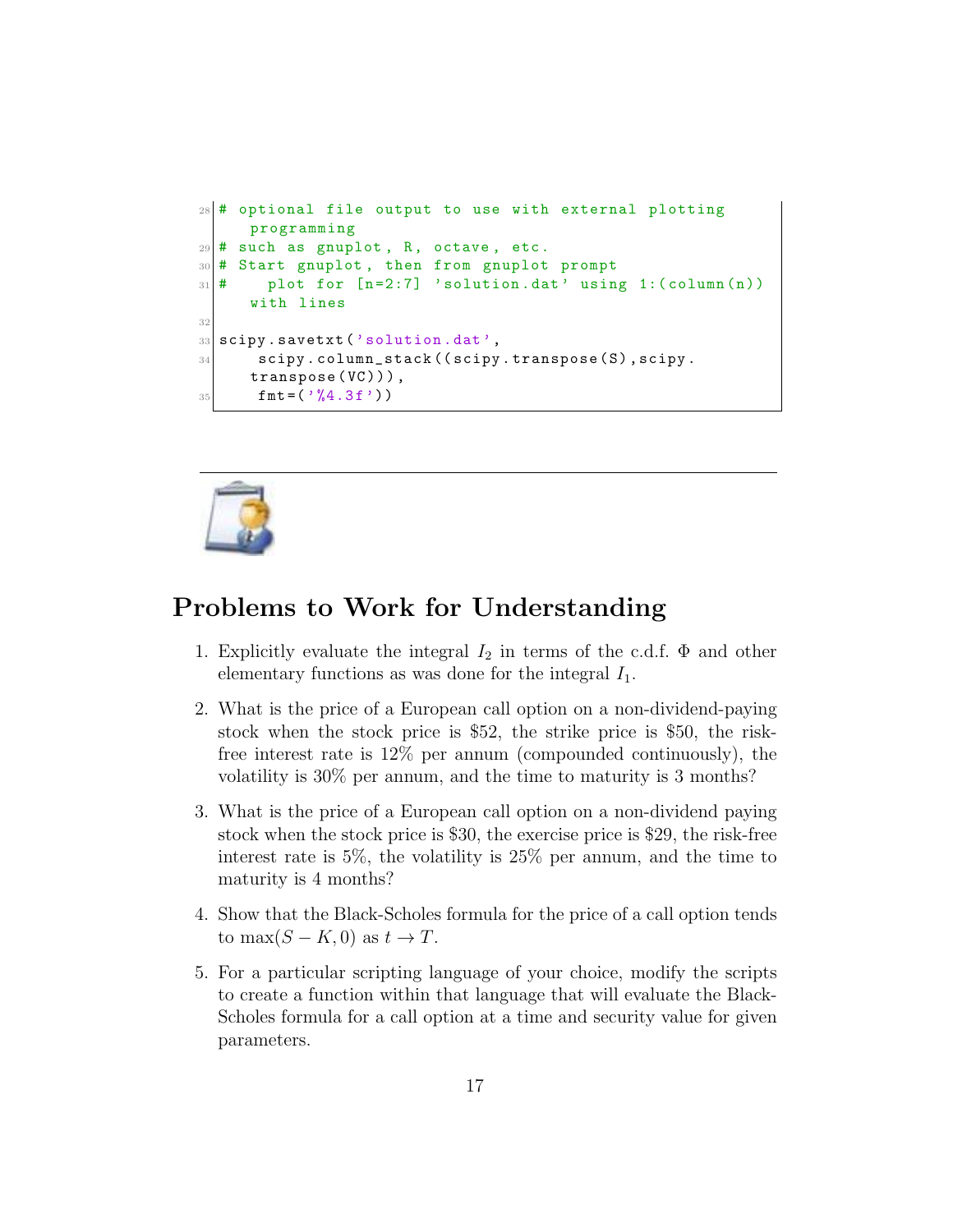```
# optional file output to use with external plotting programming
# such as gnuplot, R, octave, etc.
# Start gnuplot, then from gnuplot prompt
#    plot for [n=2:7] 'solution.dat' using 1:(column(n)) with lines

scipy.savetxt('solution.dat',
    scipy.column_stack((scipy.transpose(S),scipy.transpose(VC))),
    fmt=('%4.3f'))
```

---

## Problems to Work for Understanding

1. Explicitly evaluate the integral $I_2$ in terms of the c.d.f. $\Phi$ and other elementary functions as was done for the integral $I_1$.

2. What is the price of a European call option on a non-dividend-paying stock when the stock price is \$52, the strike price is \$50, the risk-free interest rate is 12% per annum (compounded continuously), the volatility is 30% per annum, and the time to maturity is 3 months?

3. What is the price of a European call option on a non-dividend paying stock when the stock price is \$30, the exercise price is \$29, the risk-free interest rate is 5%, the volatility is 25% per annum, and the time to maturity is 4 months?

4. Show that the Black-Scholes formula for the price of a call option tends to $\max(S - K, 0)$ as $t \to T$.

5. For a particular scripting language of your choice, modify the scripts to create a function within that language that will evaluate the Black-Scholes formula for a call option at a time and security value for given parameters.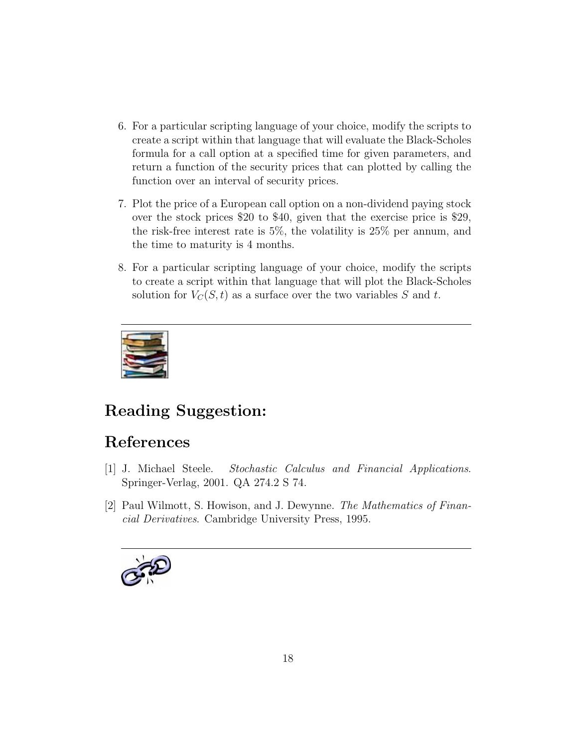6. For a particular scripting language of your choice, modify the scripts to create a script within that language that will evaluate the Black-Scholes formula for a call option at a specified time for given parameters, and return a function of the security prices that can plotted by calling the function over an interval of security prices.

7. Plot the price of a European call option on a non-dividend paying stock over the stock prices \$20 to \$40, given that the exercise price is \$29, the risk-free interest rate is 5%, the volatility is 25% per annum, and the time to maturity is 4 months.

8. For a particular scripting language of your choice, modify the scripts to create a script within that language that will plot the Black-Scholes solution for $V_C(S,t)$ as a surface over the two variables $S$ and $t$.

---

## Reading Suggestion:

## References

[1] J. Michael Steele. *Stochastic Calculus and Financial Applications*. Springer-Verlag, 2001. QA 274.2 S 74.

[2] Paul Wilmott, S. Howison, and J. Dewynne. *The Mathematics of Financial Derivatives*. Cambridge University Press, 1995.

---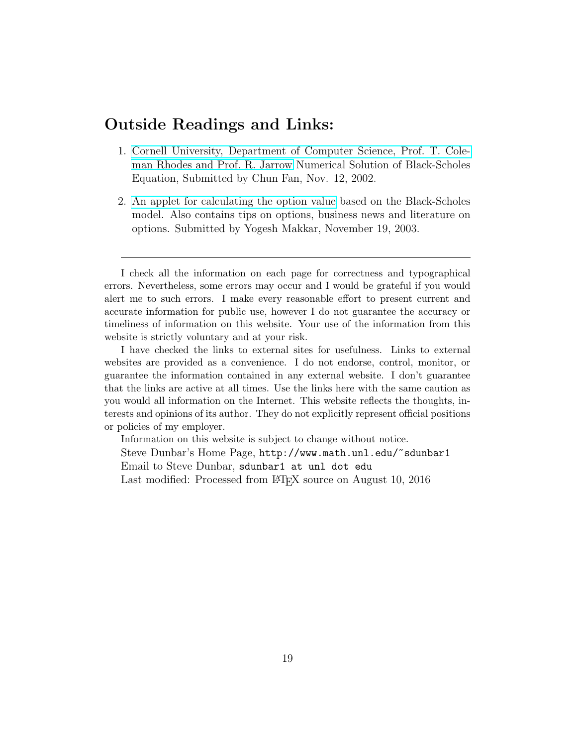## Outside Readings and Links:

1. Cornell University, Department of Computer Science, Prof. T. Coleman Rhodes and Prof. R. Jarrow Numerical Solution of Black-Scholes Equation, Submitted by Chun Fan, Nov. 12, 2002.

2. An applet for calculating the option value based on the Black-Scholes model. Also contains tips on options, business news and literature on options. Submitted by Yogesh Makkar, November 19, 2003.

---

I check all the information on each page for correctness and typographical errors. Nevertheless, some errors may occur and I would be grateful if you would alert me to such errors. I make every reasonable effort to present current and accurate information for public use, however I do not guarantee the accuracy or timeliness of information on this website. Your use of the information from this website is strictly voluntary and at your risk.

I have checked the links to external sites for usefulness. Links to external websites are provided as a convenience. I do not endorse, control, monitor, or guarantee the information contained in any external website. I don't guarantee that the links are active at all times. Use the links here with the same caution as you would all information on the Internet. This website reflects the thoughts, interests and opinions of its author. They do not explicitly represent official positions or policies of my employer.

Information on this website is subject to change without notice.

Steve Dunbar's Home Page, `http://www.math.unl.edu/~sdunbar1`

Email to Steve Dunbar, `sdunbar1 at unl dot edu`

Last modified: Processed from LaTeX source on August 10, 2016